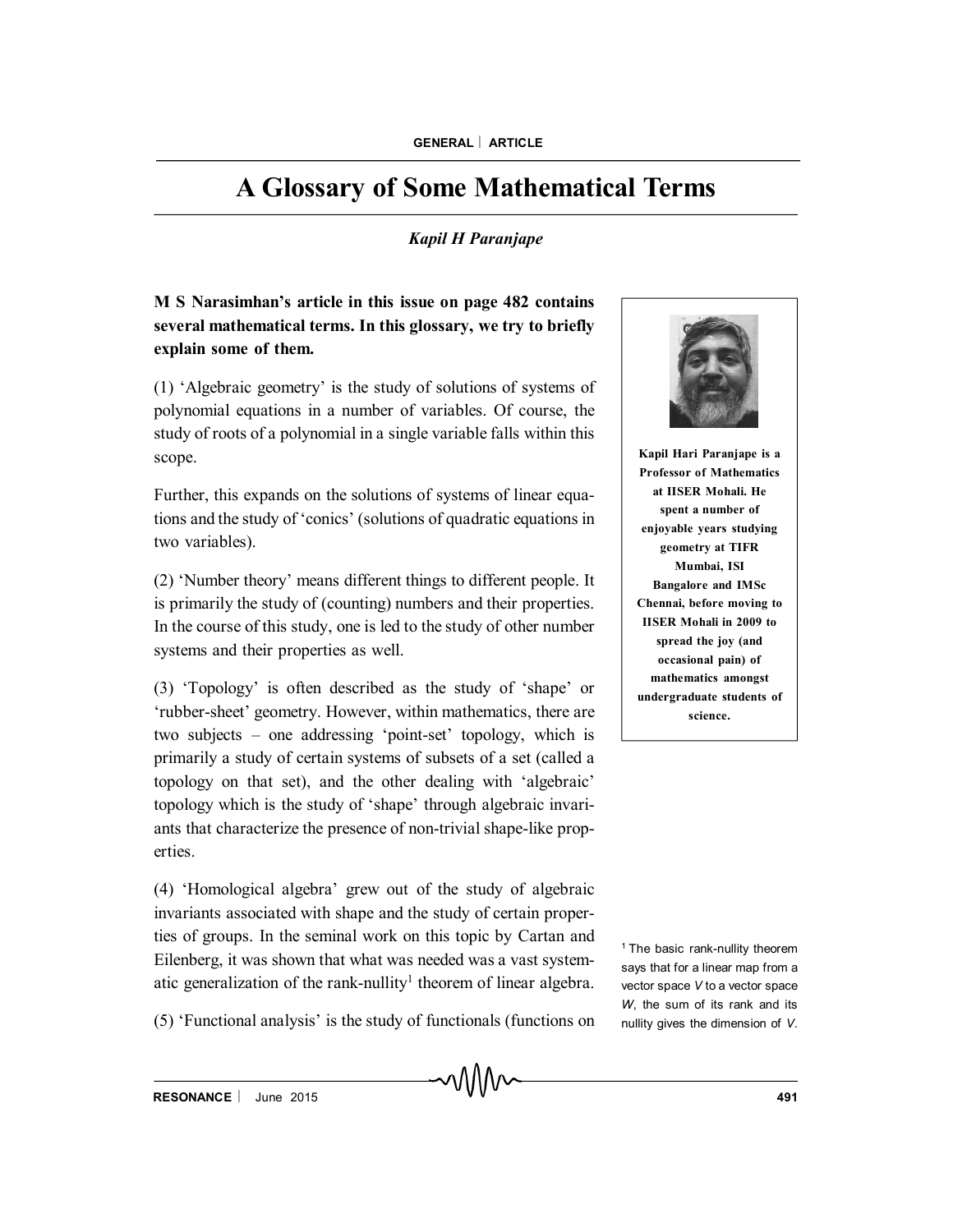# A Glossary of Some Mathematical Terms

*Kapil H Paranjape*

**M S Narasimhan's article in this issue on page 482 contains several mathematical terms. In this glossary, we try to briefly explain some of them.**

**Kapil Hari Paranjape is a Professor of Mathematics at IISER Mohali. He spent a number of enjoyable years studying geometry at TIFR Mumbai, ISI Bangalore and IMSc Chennai, before moving to IISER Mohali in 2009 to spread the joy (and occasional pain) of mathematics amongst undergraduate students of science.**

(1) 'Algebraic geometry' is the study of solutions of systems of polynomial equations in a number of variables. Of course, the study of roots of a polynomial in a single variable falls within this scope.

Further, this expands on the solutions of systems of linear equations and the study of 'conics' (solutions of quadratic equations in two variables).

(2) 'Number theory' means different things to different people. It is primarily the study of (counting) numbers and their properties. In the course of this study, one is led to the study of other number systems and their properties as well.

(3) 'Topology' is often described as the study of 'shape' or 'rubber-sheet' geometry. However, within mathematics, there are two subjects – one addressing 'point-set' topology, which is primarily a study of certain systems of subsets of a set (called a topology on that set), and the other dealing with 'algebraic' topology which is the study of 'shape' through algebraic invariants that characterize the presence of non-trivial shape-like properties.

(4) 'Homological algebra' grew out of the study of algebraic invariants associated with shape and the study of certain properties of groups. In the seminal work on this topic by Cartan and Eilenberg, it was shown that what was needed was a vast systematic generalization of the rank-nullity[1] theorem of linear algebra.

[1] The basic rank-nullity theorem says that for a linear map from a vector space $V$ to a vector space $W$, the sum of its rank and its nullity gives the dimension of $V$.

(5) 'Functional analysis' is the study of functionals (functions on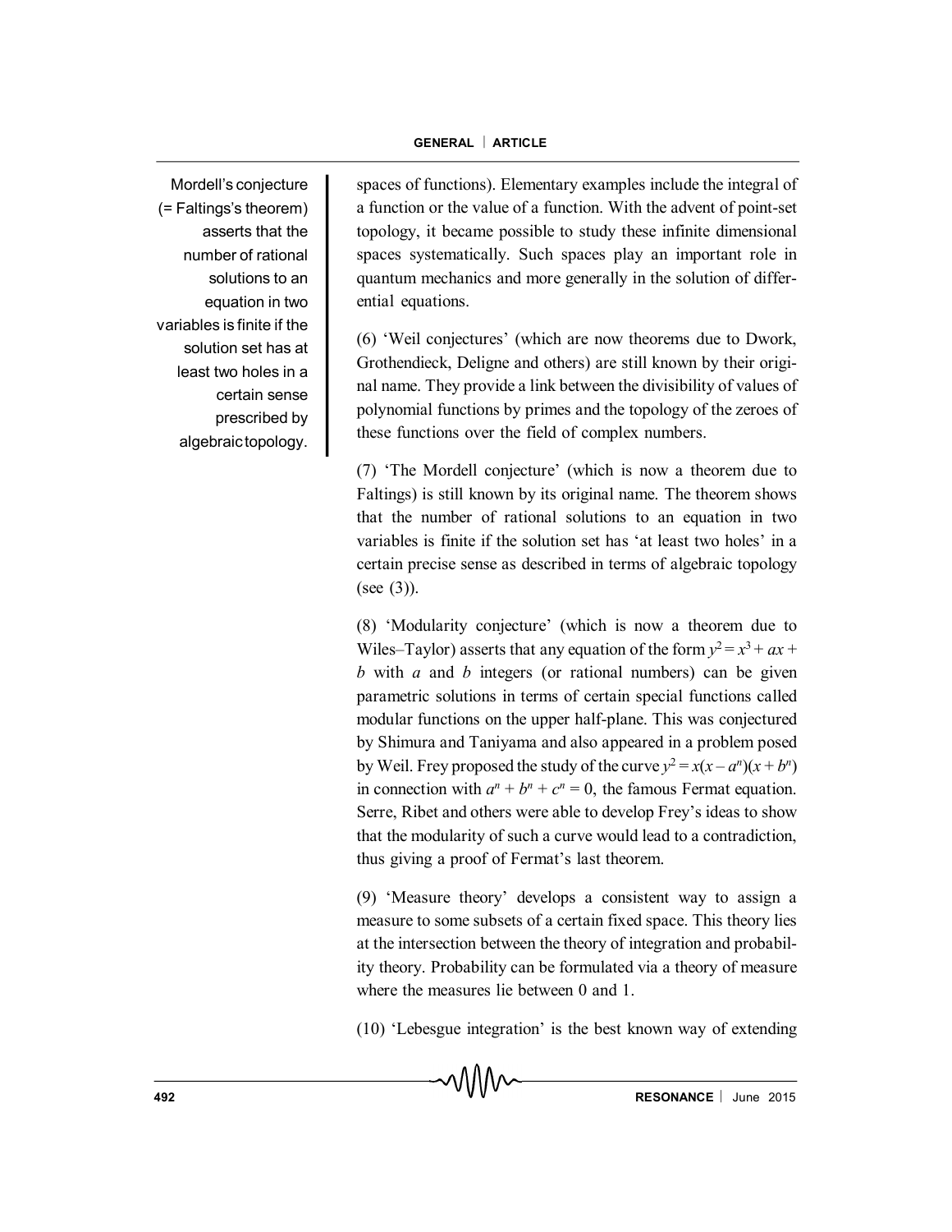Mordell's conjecture (= Faltings's theorem) asserts that the number of rational solutions to an equation in two variables is finite if the solution set has at least two holes in a certain sense prescribed by algebraic topology.

spaces of functions). Elementary examples include the integral of a function or the value of a function. With the advent of point-set topology, it became possible to study these infinite dimensional spaces systematically. Such spaces play an important role in quantum mechanics and more generally in the solution of differential equations.

(6) 'Weil conjectures' (which are now theorems due to Dwork, Grothendieck, Deligne and others) are still known by their original name. They provide a link between the divisibility of values of polynomial functions by primes and the topology of the zeroes of these functions over the field of complex numbers.

(7) 'The Mordell conjecture' (which is now a theorem due to Faltings) is still known by its original name. The theorem shows that the number of rational solutions to an equation in two variables is finite if the solution set has 'at least two holes' in a certain precise sense as described in terms of algebraic topology (see (3)).

(8) 'Modularity conjecture' (which is now a theorem due to Wiles–Taylor) asserts that any equation of the form $y^2 = x^3 + ax + b$ with $a$ and $b$ integers (or rational numbers) can be given parametric solutions in terms of certain special functions called modular functions on the upper half-plane. This was conjectured by Shimura and Taniyama and also appeared in a problem posed by Weil. Frey proposed the study of the curve $y^2 = x(x - a^n)(x + b^n)$ in connection with $a^n + b^n + c^n = 0$, the famous Fermat equation. Serre, Ribet and others were able to develop Frey's ideas to show that the modularity of such a curve would lead to a contradiction, thus giving a proof of Fermat's last theorem.

(9) 'Measure theory' develops a consistent way to assign a measure to some subsets of a certain fixed space. This theory lies at the intersection between the theory of integration and probability theory. Probability can be formulated via a theory of measure where the measures lie between 0 and 1.

(10) 'Lebesgue integration' is the best known way of extending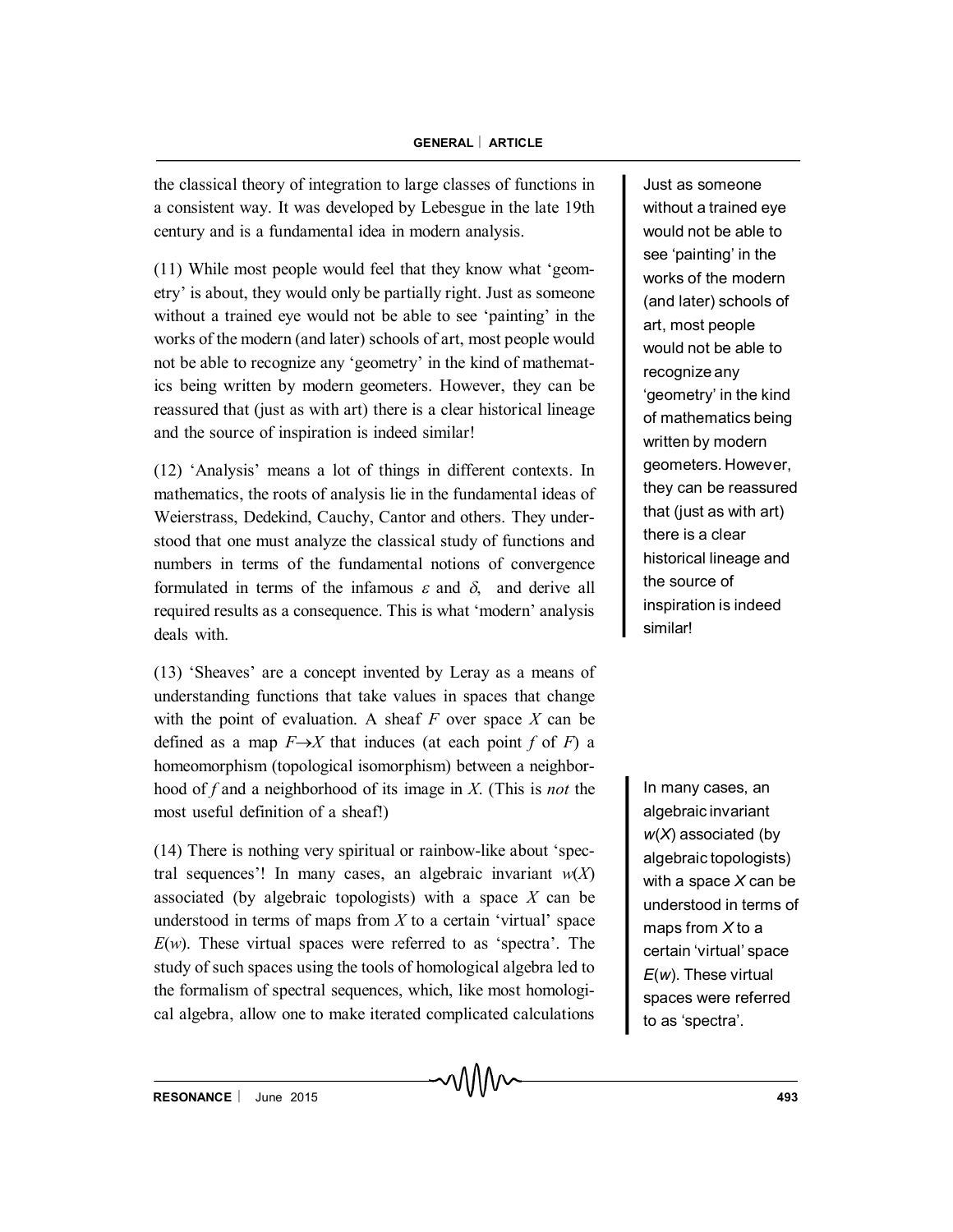the classical theory of integration to large classes of functions in a consistent way. It was developed by Lebesgue in the late 19th century and is a fundamental idea in modern analysis.

(11) While most people would feel that they know what 'geometry' is about, they would only be partially right. Just as someone without a trained eye would not be able to see 'painting' in the works of the modern (and later) schools of art, most people would not be able to recognize any 'geometry' in the kind of mathematics being written by modern geometers. However, they can be reassured that (just as with art) there is a clear historical lineage and the source of inspiration is indeed similar!

> Just as someone without a trained eye would not be able to see 'painting' in the works of the modern (and later) schools of art, most people would not be able to recognize any 'geometry' in the kind of mathematics being written by modern geometers. However, they can be reassured that (just as with art) there is a clear historical lineage and the source of inspiration is indeed similar!

(12) 'Analysis' means a lot of things in different contexts. In mathematics, the roots of analysis lie in the fundamental ideas of Weierstrass, Dedekind, Cauchy, Cantor and others. They understood that one must analyze the classical study of functions and numbers in terms of the fundamental notions of convergence formulated in terms of the infamous $\varepsilon$ and $\delta$, and derive all required results as a consequence. This is what 'modern' analysis deals with.

(13) 'Sheaves' are a concept invented by Leray as a means of understanding functions that take values in spaces that change with the point of evaluation. A sheaf $F$ over space $X$ can be defined as a map $F \rightarrow X$ that induces (at each point $f$ of $F$) a homeomorphism (topological isomorphism) between a neighborhood of $f$ and a neighborhood of its image in $X$. (This is *not* the most useful definition of a sheaf!)

> In many cases, an algebraic invariant $w(X)$ associated (by algebraic topologists) with a space $X$ can be understood in terms of maps from $X$ to a certain 'virtual' space $E(w)$. These virtual spaces were referred to as 'spectra'.

(14) There is nothing very spiritual or rainbow-like about 'spectral sequences'! In many cases, an algebraic invariant $w(X)$ associated (by algebraic topologists) with a space $X$ can be understood in terms of maps from $X$ to a certain 'virtual' space $E(w)$. These virtual spaces were referred to as 'spectra'. The study of such spaces using the tools of homological algebra led to the formalism of spectral sequences, which, like most homological algebra, allow one to make iterated complicated calculations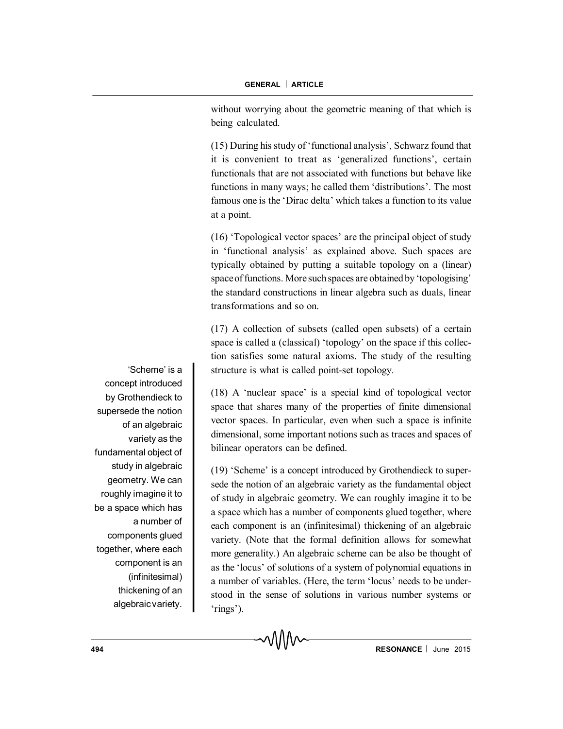without worrying about the geometric meaning of that which is being calculated.

(15) During his study of 'functional analysis', Schwarz found that it is convenient to treat as 'generalized functions', certain functionals that are not associated with functions but behave like functions in many ways; he called them 'distributions'. The most famous one is the 'Dirac delta' which takes a function to its value at a point.

(16) 'Topological vector spaces' are the principal object of study in 'functional analysis' as explained above. Such spaces are typically obtained by putting a suitable topology on a (linear) space of functions. More such spaces are obtained by 'topologising' the standard constructions in linear algebra such as duals, linear transformations and so on.

(17) A collection of subsets (called open subsets) of a certain space is called a (classical) 'topology' on the space if this collection satisfies some natural axioms. The study of the resulting structure is what is called point-set topology.

'Scheme' is a concept introduced by Grothendieck to supersede the notion of an algebraic variety as the fundamental object of study in algebraic geometry. We can roughly imagine it to be a space which has a number of components glued together, where each component is an (infinitesimal) thickening of an algebraic variety.

(18) A 'nuclear space' is a special kind of topological vector space that shares many of the properties of finite dimensional vector spaces. In particular, even when such a space is infinite dimensional, some important notions such as traces and spaces of bilinear operators can be defined.

(19) 'Scheme' is a concept introduced by Grothendieck to supersede the notion of an algebraic variety as the fundamental object of study in algebraic geometry. We can roughly imagine it to be a space which has a number of components glued together, where each component is an (infinitesimal) thickening of an algebraic variety. (Note that the formal definition allows for somewhat more generality.) An algebraic scheme can be also be thought of as the 'locus' of solutions of a system of polynomial equations in a number of variables. (Here, the term 'locus' needs to be understood in the sense of solutions in various number systems or 'rings').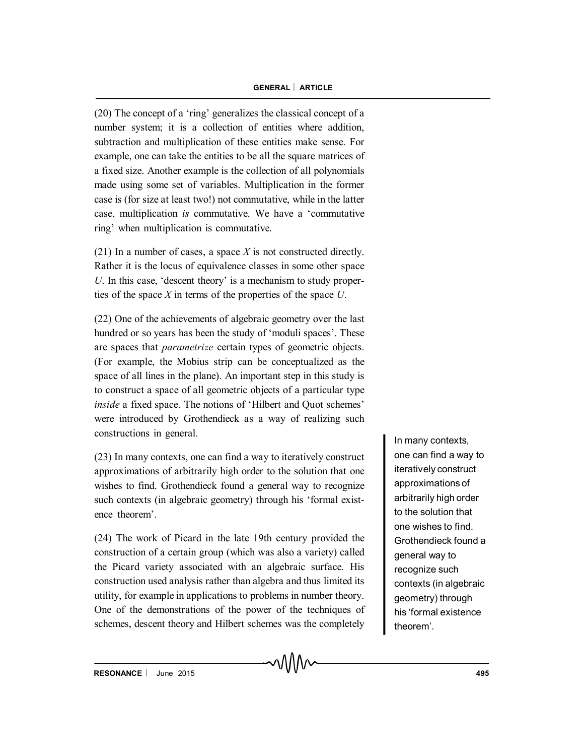(20) The concept of a 'ring' generalizes the classical concept of a number system; it is a collection of entities where addition, subtraction and multiplication of these entities make sense. For example, one can take the entities to be all the square matrices of a fixed size. Another example is the collection of all polynomials made using some set of variables. Multiplication in the former case is (for size at least two!) not commutative, while in the latter case, multiplication *is* commutative. We have a 'commutative ring' when multiplication is commutative.

(21) In a number of cases, a space $X$ is not constructed directly. Rather it is the locus of equivalence classes in some other space $U$. In this case, 'descent theory' is a mechanism to study properties of the space $X$ in terms of the properties of the space $U$.

(22) One of the achievements of algebraic geometry over the last hundred or so years has been the study of 'moduli spaces'. These are spaces that *parametrize* certain types of geometric objects. (For example, the Mobius strip can be conceptualized as the space of all lines in the plane). An important step in this study is to construct a space of all geometric objects of a particular type *inside* a fixed space. The notions of 'Hilbert and Quot schemes' were introduced by Grothendieck as a way of realizing such constructions in general.

(23) In many contexts, one can find a way to iteratively construct approximations of arbitrarily high order to the solution that one wishes to find. Grothendieck found a general way to recognize such contexts (in algebraic geometry) through his 'formal existence theorem'.

(24) The work of Picard in the late 19th century provided the construction of a certain group (which was also a variety) called the Picard variety associated with an algebraic surface. His construction used analysis rather than algebra and thus limited its utility, for example in applications to problems in number theory. One of the demonstrations of the power of the techniques of schemes, descent theory and Hilbert schemes was the completely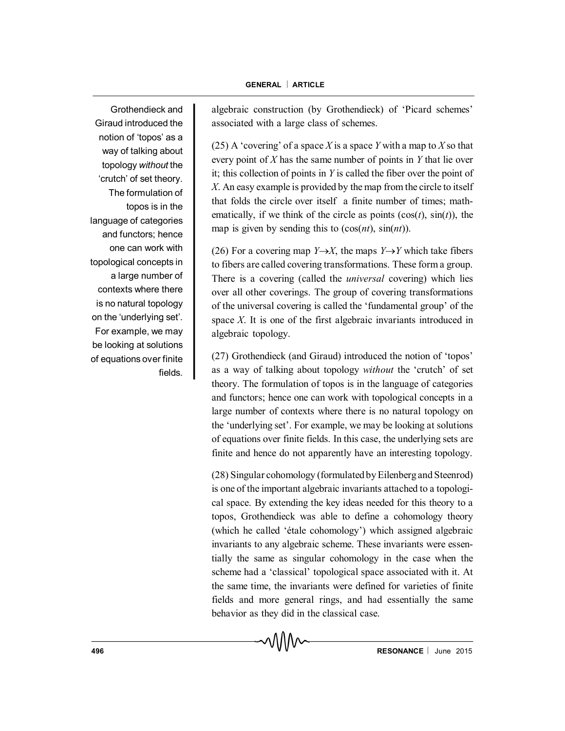algebraic construction (by Grothendieck) of 'Picard schemes' associated with a large class of schemes.

(25) A 'covering' of a space $X$ is a space $Y$ with a map to $X$ so that every point of $X$ has the same number of points in $Y$ that lie over it; this collection of points in $Y$ is called the fiber over the point of $X$. An easy example is provided by the map from the circle to itself that folds the circle over itself a finite number of times; mathematically, if we think of the circle as points $(\cos(t), \sin(t))$, the map is given by sending this to $(\cos(nt), \sin(nt))$.

(26) For a covering map $Y \to X$, the maps $Y \to Y$ which take fibers to fibers are called covering transformations. These form a group. There is a covering (called the *universal* covering) which lies over all other coverings. The group of covering transformations of the universal covering is called the 'fundamental group' of the space $X$. It is one of the first algebraic invariants introduced in algebraic topology.

(27) Grothendieck (and Giraud) introduced the notion of 'topos' as a way of talking about topology *without* the 'crutch' of set theory. The formulation of topos is in the language of categories and functors; hence one can work with topological concepts in a large number of contexts where there is no natural topology on the 'underlying set'. For example, we may be looking at solutions of equations over finite fields. In this case, the underlying sets are finite and hence do not apparently have an interesting topology.

(28) Singular cohomology (formulated by Eilenberg and Steenrod) is one of the important algebraic invariants attached to a topological space. By extending the key ideas needed for this theory to a topos, Grothendieck was able to define a cohomology theory (which he called 'étale cohomology') which assigned algebraic invariants to any algebraic scheme. These invariants were essentially the same as singular cohomology in the case when the scheme had a 'classical' topological space associated with it. At the same time, the invariants were defined for varieties of finite fields and more general rings, and had essentially the same behavior as they did in the classical case.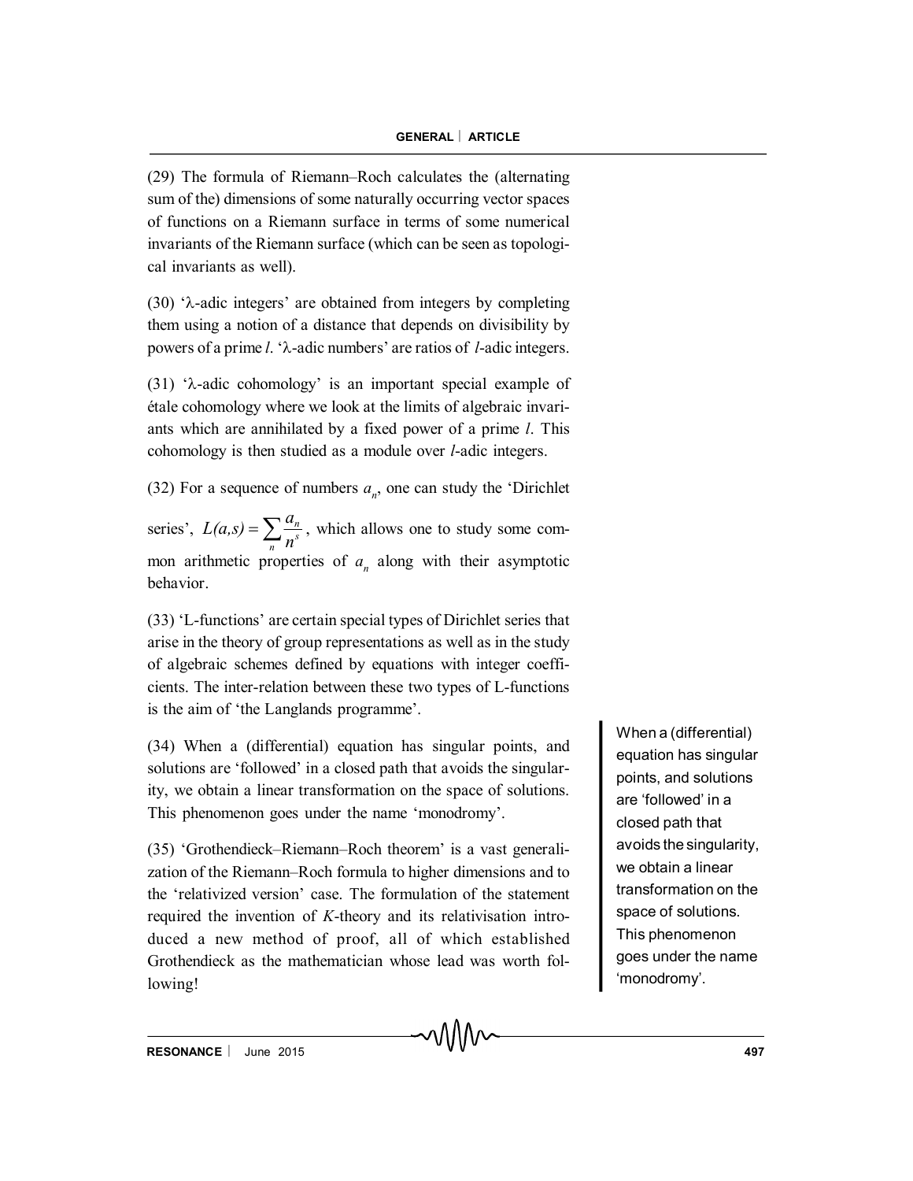(29) The formula of Riemann–Roch calculates the (alternating sum of the) dimensions of some naturally occurring vector spaces of functions on a Riemann surface in terms of some numerical invariants of the Riemann surface (which can be seen as topological invariants as well).

(30) 'λ-adic integers' are obtained from integers by completing them using a notion of a distance that depends on divisibility by powers of a prime *l*. 'λ-adic numbers' are ratios of *l*-adic integers.

(31) 'λ-adic cohomology' is an important special example of étale cohomology where we look at the limits of algebraic invariants which are annihilated by a fixed power of a prime *l*. This cohomology is then studied as a module over *l*-adic integers.

(32) For a sequence of numbers $a_n$, one can study the 'Dirichlet series', $L(a,s) = \sum_n \frac{a_n}{n^s}$, which allows one to study some common arithmetic properties of $a_n$ along with their asymptotic behavior.

(33) 'L-functions' are certain special types of Dirichlet series that arise in the theory of group representations as well as in the study of algebraic schemes defined by equations with integer coefficients. The inter-relation between these two types of L-functions is the aim of 'the Langlands programme'.

(34) When a (differential) equation has singular points, and solutions are 'followed' in a closed path that avoids the singularity, we obtain a linear transformation on the space of solutions. This phenomenon goes under the name 'monodromy'.

(35) 'Grothendieck–Riemann–Roch theorem' is a vast generalization of the Riemann–Roch formula to higher dimensions and to the 'relativized version' case. The formulation of the statement required the invention of *K*-theory and its relativisation introduced a new method of proof, all of which established Grothendieck as the mathematician whose lead was worth following!

> When a (differential) equation has singular points, and solutions are 'followed' in a closed path that avoids the singularity, we obtain a linear transformation on the space of solutions. This phenomenon goes under the name 'monodromy'.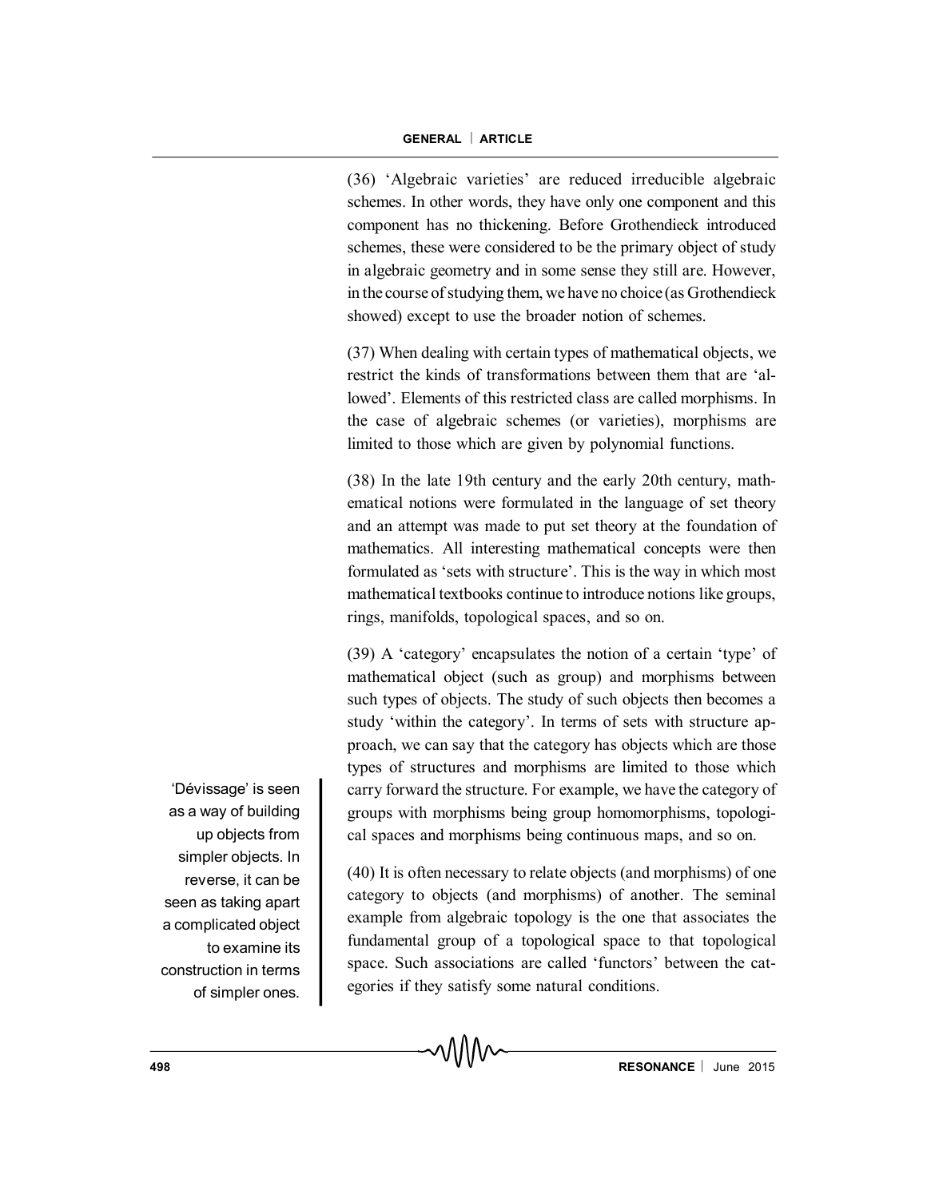(36) 'Algebraic varieties' are reduced irreducible algebraic schemes. In other words, they have only one component and this component has no thickening. Before Grothendieck introduced schemes, these were considered to be the primary object of study in algebraic geometry and in some sense they still are. However, in the course of studying them, we have no choice (as Grothendieck showed) except to use the broader notion of schemes.

(37) When dealing with certain types of mathematical objects, we restrict the kinds of transformations between them that are 'allowed'. Elements of this restricted class are called morphisms. In the case of algebraic schemes (or varieties), morphisms are limited to those which are given by polynomial functions.

(38) In the late 19th century and the early 20th century, mathematical notions were formulated in the language of set theory and an attempt was made to put set theory at the foundation of mathematics. All interesting mathematical concepts were then formulated as 'sets with structure'. This is the way in which most mathematical textbooks continue to introduce notions like groups, rings, manifolds, topological spaces, and so on.

(39) A 'category' encapsulates the notion of a certain 'type' of mathematical object (such as group) and morphisms between such types of objects. The study of such objects then becomes a study 'within the category'. In terms of sets with structure approach, we can say that the category has objects which are those types of structures and morphisms are limited to those which carry forward the structure. For example, we have the category of groups with morphisms being group homomorphisms, topological spaces and morphisms being continuous maps, and so on.

'Dévissage' is seen as a way of building up objects from simpler objects. In reverse, it can be seen as taking apart a complicated object to examine its construction in terms of simpler ones.

(40) It is often necessary to relate objects (and morphisms) of one category to objects (and morphisms) of another. The seminal example from algebraic topology is the one that associates the fundamental group of a topological space to that topological space. Such associations are called 'functors' between the categories if they satisfy some natural conditions.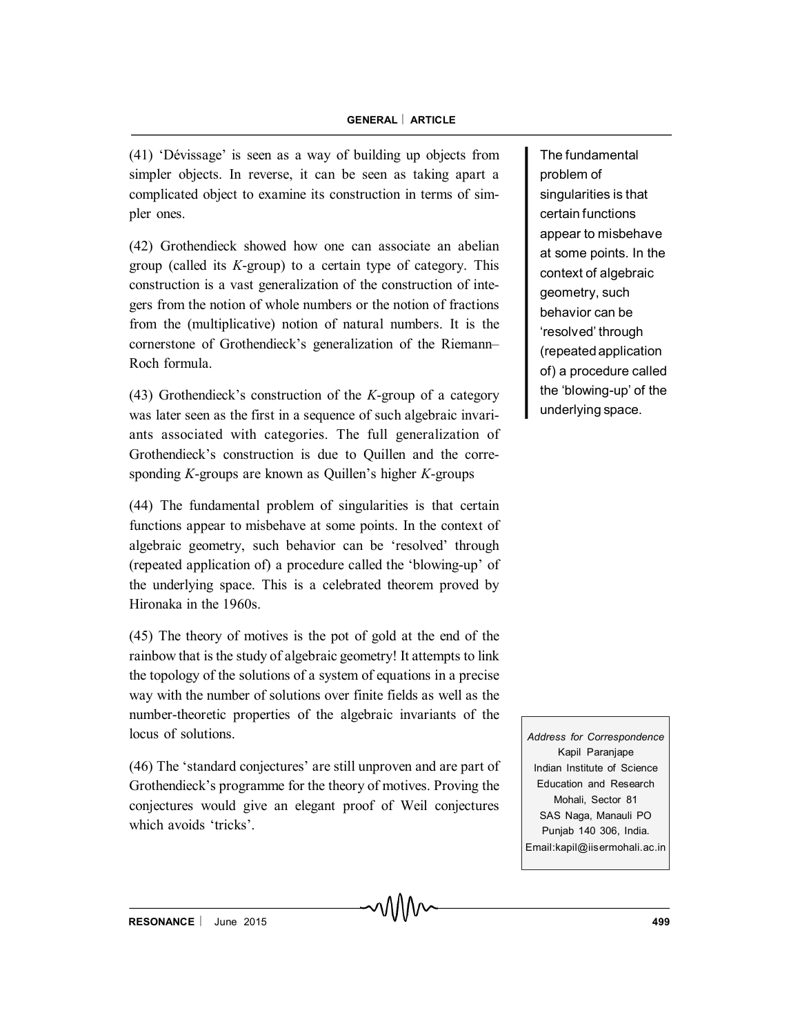(41) 'Dévissage' is seen as a way of building up objects from simpler objects. In reverse, it can be seen as taking apart a complicated object to examine its construction in terms of simpler ones.

(42) Grothendieck showed how one can associate an abelian group (called its *K*-group) to a certain type of category. This construction is a vast generalization of the construction of integers from the notion of whole numbers or the notion of fractions from the (multiplicative) notion of natural numbers. It is the cornerstone of Grothendieck's generalization of the Riemann–Roch formula.

(43) Grothendieck's construction of the *K*-group of a category was later seen as the first in a sequence of such algebraic invariants associated with categories. The full generalization of Grothendieck's construction is due to Quillen and the corresponding *K*-groups are known as Quillen's higher *K*-groups

(44) The fundamental problem of singularities is that certain functions appear to misbehave at some points. In the context of algebraic geometry, such behavior can be 'resolved' through (repeated application of) a procedure called the 'blowing-up' of the underlying space. This is a celebrated theorem proved by Hironaka in the 1960s.

> The fundamental problem of singularities is that certain functions appear to misbehave at some points. In the context of algebraic geometry, such behavior can be 'resolved' through (repeated application of) a procedure called the 'blowing-up' of the underlying space.

(45) The theory of motives is the pot of gold at the end of the rainbow that is the study of algebraic geometry! It attempts to link the topology of the solutions of a system of equations in a precise way with the number of solutions over finite fields as well as the number-theoretic properties of the algebraic invariants of the locus of solutions.

(46) The 'standard conjectures' are still unproven and are part of Grothendieck's programme for the theory of motives. Proving the conjectures would give an elegant proof of Weil conjectures which avoids 'tricks'.

*Address for Correspondence*
Kapil Paranjape
Indian Institute of Science Education and Research
Mohali, Sector 81
SAS Naga, Manauli PO
Punjab 140 306, India.
Email:kapil@iisermohali.ac.in